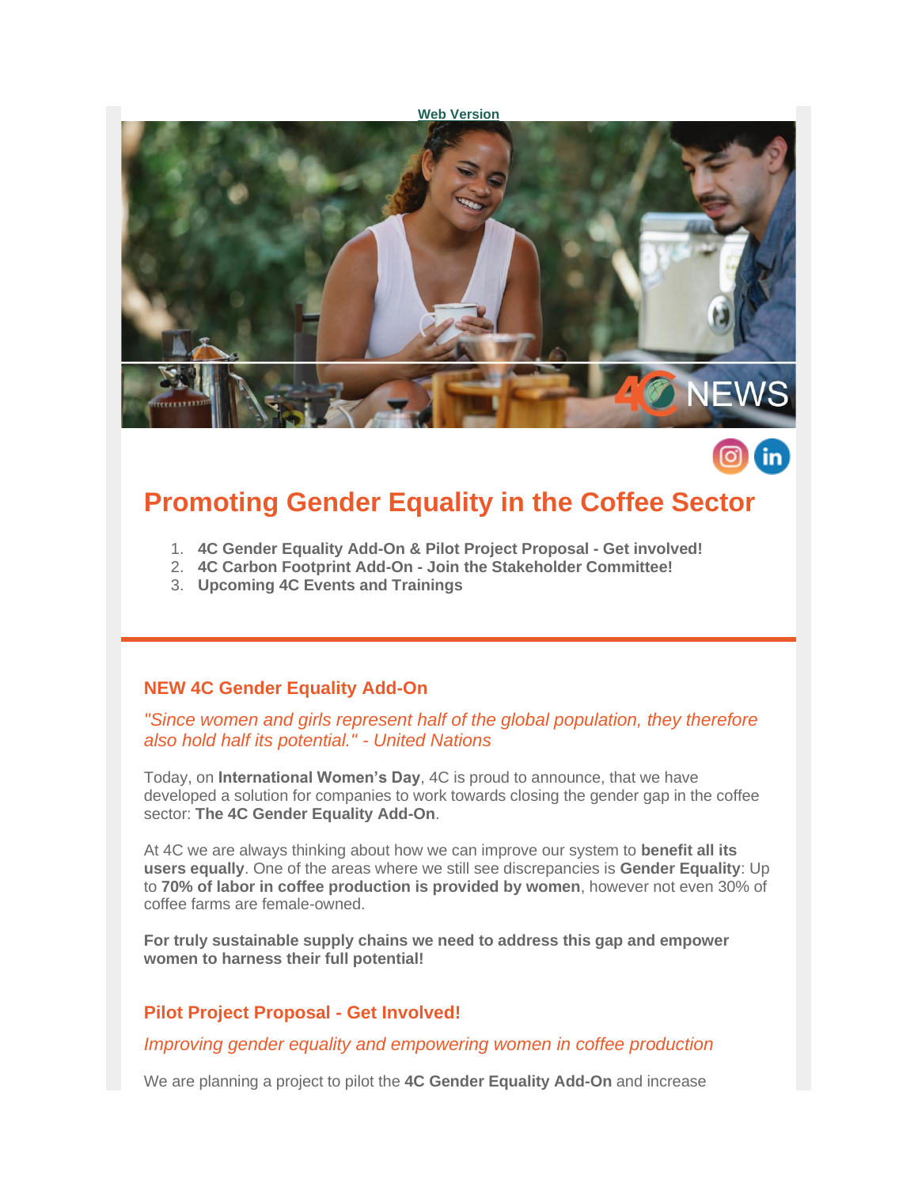Web Version

4C NEWS

# Promoting Gender Equality in the Coffee Sector

1. **4C Gender Equality Add-On & Pilot Project Proposal - Get involved!**
2. **4C Carbon Footprint Add-On - Join the Stakeholder Committee!**
3. **Upcoming 4C Events and Trainings**

## NEW 4C Gender Equality Add-On

*"Since women and girls represent half of the global population, they therefore also hold half its potential." - United Nations*

Today, on **International Women's Day**, 4C is proud to announce, that we have developed a solution for companies to work towards closing the gender gap in the coffee sector: **The 4C Gender Equality Add-On**.

At 4C we are always thinking about how we can improve our system to **benefit all its users equally**. One of the areas where we still see discrepancies is **Gender Equality**: Up to **70% of labor in coffee production is provided by women**, however not even 30% of coffee farms are female-owned.

**For truly sustainable supply chains we need to address this gap and empower women to harness their full potential!**

## Pilot Project Proposal - Get Involved!

*Improving gender equality and empowering women in coffee production*

We are planning a project to pilot the **4C Gender Equality Add-On** and increase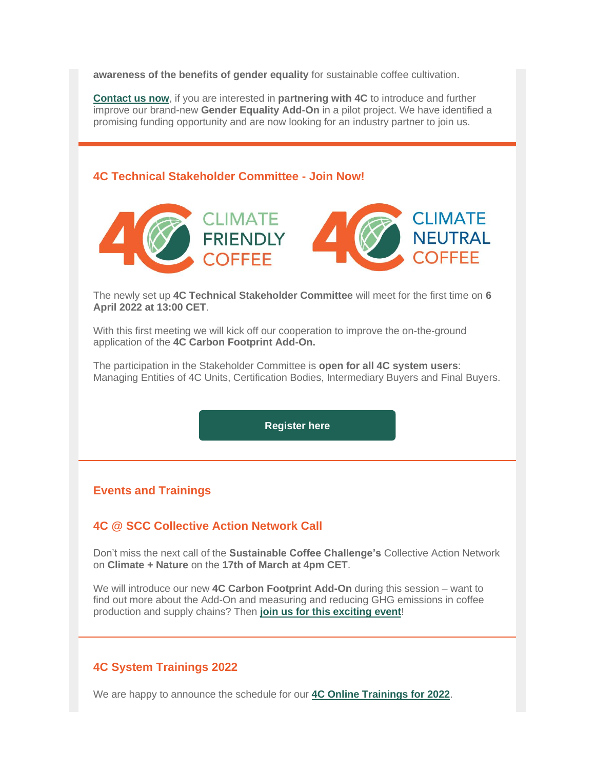**awareness of the benefits of gender equality** for sustainable coffee cultivation.

**Contact us now**, if you are interested in **partnering with 4C** to introduce and further improve our brand-new **Gender Equality Add-On** in a pilot project. We have identified a promising funding opportunity and are now looking for an industry partner to join us.

## 4C Technical Stakeholder Committee - Join Now!

4C CLIMATE FRIENDLY COFFEE

4C CLIMATE NEUTRAL COFFEE

The newly set up **4C Technical Stakeholder Committee** will meet for the first time on **6 April 2022 at 13:00 CET**.

With this first meeting we will kick off our cooperation to improve the on-the-ground application of the **4C Carbon Footprint Add-On.**

The participation in the Stakeholder Committee is **open for all 4C system users**: Managing Entities of 4C Units, Certification Bodies, Intermediary Buyers and Final Buyers.

**Register here**

## Events and Trainings

### 4C @ SCC Collective Action Network Call

Don't miss the next call of the **Sustainable Coffee Challenge's** Collective Action Network on **Climate + Nature** on the **17th of March at 4pm CET**.

We will introduce our new **4C Carbon Footprint Add-On** during this session – want to find out more about the Add-On and measuring and reducing GHG emissions in coffee production and supply chains? Then **join us for this exciting event**!

### 4C System Trainings 2022

We are happy to announce the schedule for our **4C Online Trainings for 2022**.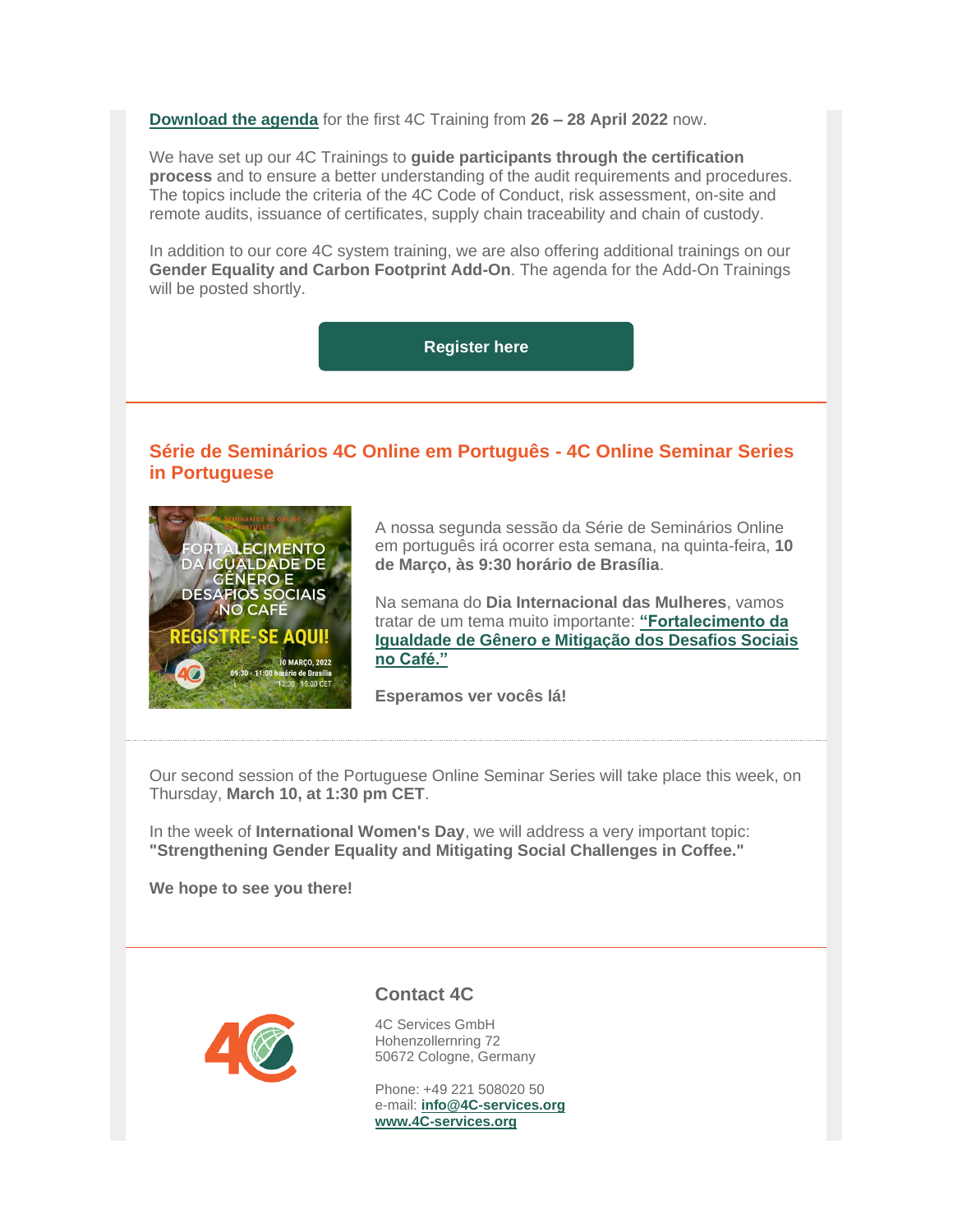**Download the agenda** for the first 4C Training from **26 – 28 April 2022** now.

We have set up our 4C Trainings to **guide participants through the certification process** and to ensure a better understanding of the audit requirements and procedures. The topics include the criteria of the 4C Code of Conduct, risk assessment, on-site and remote audits, issuance of certificates, supply chain traceability and chain of custody.

In addition to our core 4C system training, we are also offering additional trainings on our **Gender Equality and Carbon Footprint Add-On**. The agenda for the Add-On Trainings will be posted shortly.

**Register here**

---

## Série de Seminários 4C Online em Português - 4C Online Seminar Series in Portuguese

A nossa segunda sessão da Série de Seminários Online em português irá ocorrer esta semana, na quinta-feira, **10 de Março, às 9:30 horário de Brasília**.

Na semana do **Dia Internacional das Mulheres**, vamos tratar de um tema muito importante: **"Fortalecimento da Igualdade de Gênero e Mitigação dos Desafios Sociais no Café."**

**Esperamos ver vocês lá!**

---

Our second session of the Portuguese Online Seminar Series will take place this week, on Thursday, **March 10, at 1:30 pm CET**.

In the week of **International Women's Day**, we will address a very important topic: **"Strengthening Gender Equality and Mitigating Social Challenges in Coffee."**

**We hope to see you there!**

---

### Contact 4C

4C Services GmbH
Hohenzollernring 72
50672 Cologne, Germany

Phone: +49 221 508020 50
e-mail: **info@4C-services.org**
**www.4C-services.org**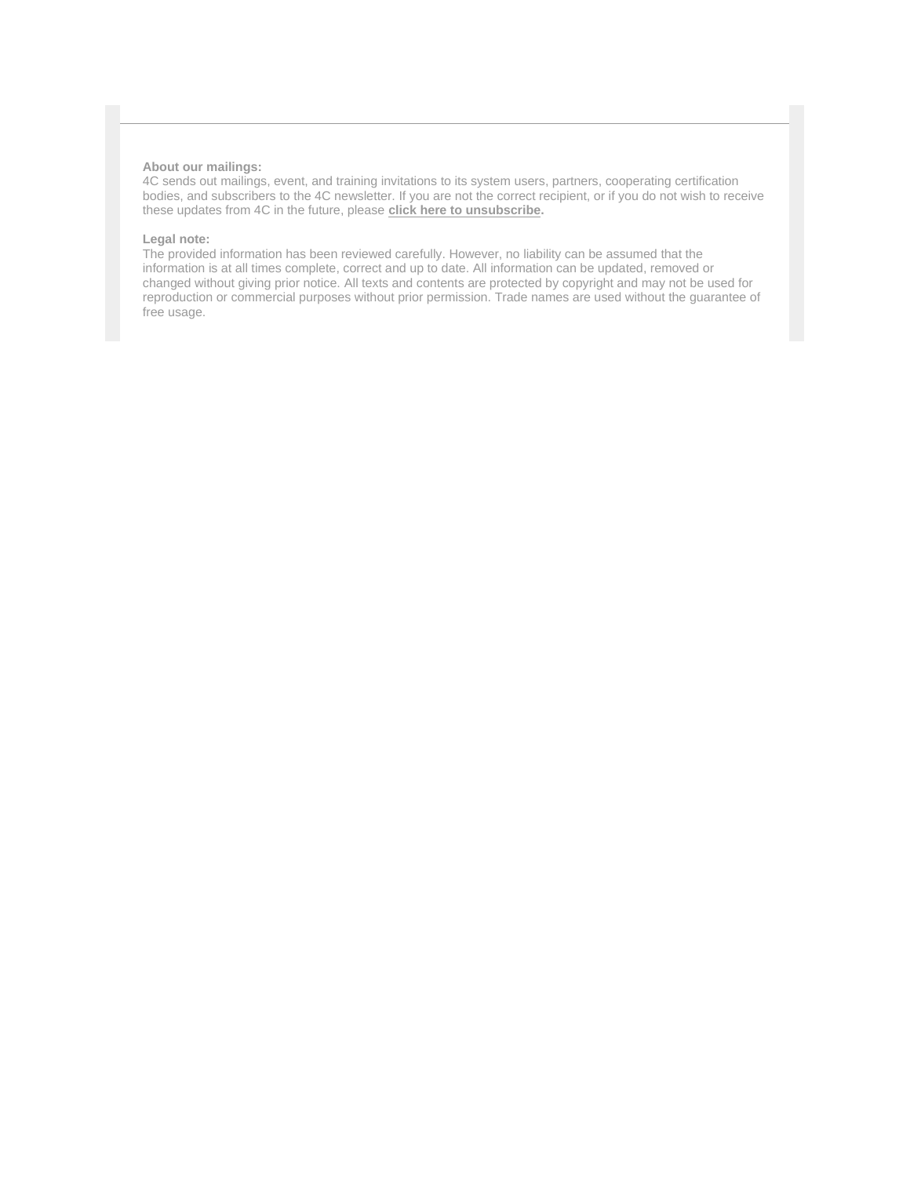**About our mailings:**
4C sends out mailings, event, and training invitations to its system users, partners, cooperating certification bodies, and subscribers to the 4C newsletter. If you are not the correct recipient, or if you do not wish to receive these updates from 4C in the future, please **click here to unsubscribe.**

**Legal note:**
The provided information has been reviewed carefully. However, no liability can be assumed that the information is at all times complete, correct and up to date. All information can be updated, removed or changed without giving prior notice. All texts and contents are protected by copyright and may not be used for reproduction or commercial purposes without prior permission. Trade names are used without the guarantee of free usage.